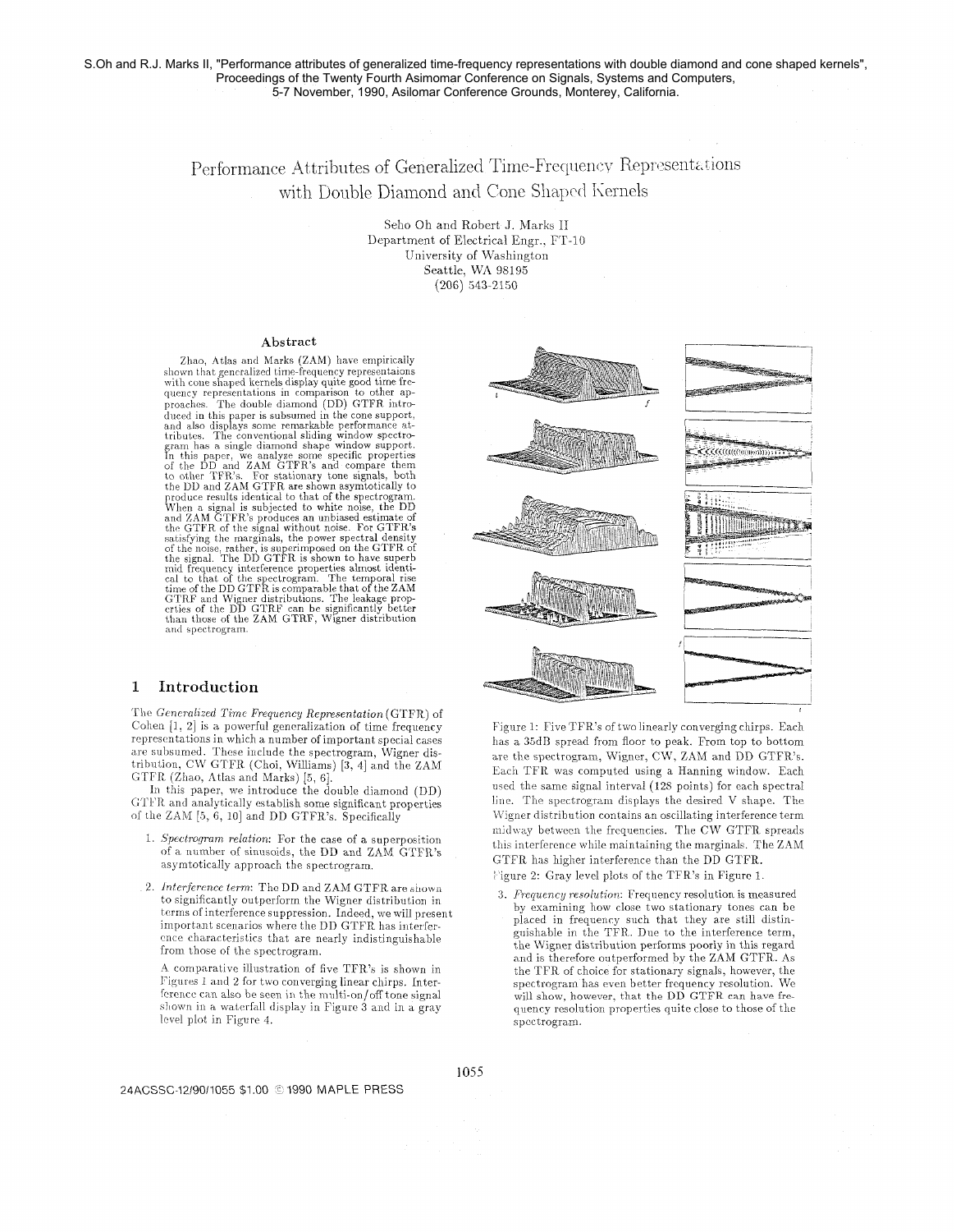S.Oh and R.J. Marks II, "Performance attributes of generalized time-frequency representations with double diamond and cone shaped kernels", Proceedings of the Twenty Fourth Asimomar Conference on Signals, Systems and Computers, 5-7 November, 1990, Asilomar Conference Grounds, Monterey, California.

# Performance Attributes of Generalized Time-Frequency Representations with Double Diamond and Cone Shaped Kernels

Seho Oh and Robert J. Marks II
Department of Electrical Engr., FT-10
University of Washington
Seattle, WA 98195
(206) 543-2150

### Abstract

Zhao, Atlas and Marks (ZAM) have empirically shown that generalized time-frequency representaions with cone shaped kernels display quite good time frequency representations in comparison to other approaches. The double diamond (DD) GTFR introduced in this paper is subsumed in the cone support, and also displays some remarkable performance attributes. The conventional sliding window spectrogram has a single diamond shape window support. In this paper, we analyze some specific properties of the DD and ZAM GTFR's and compare them to other TFR's. For stationary tone signals, both the DD and ZAM GTFR are shown asymtotically to produce results identical to that of the spectrogram. When a signal is subjected to white noise, the DD and ZAM GTFR's produces an unbiased estimate of the GTFR of the signal without noise. For GTFR's satisfying the marginals, the power spectral density of the noise, rather, is superimposed on the GTFR of the signal. The DD GTFR is shown to have superb mid frequency interference properties almost identical to that of the spectrogram. The temporal rise time of the DD GTFR is comparable that of the ZAM GTRF and Wigner distributions. The leakage properties of the DD GTRF can be significantly better than those of the ZAM GTRF, Wigner distribution and spectrogram.

## 1 Introduction

The *Generalized Time Frequency Representation* (GTFR) of Cohen [1, 2] is a powerful generalization of time frequency representations in which a number of important special cases are subsumed. These include the spectrogram, Wigner distribution, CW GTFR (Choi, Williams) [3, 4] and the ZAM GTFR (Zhao, Atlas and Marks) [5, 6].

In this paper, we introduce the double diamond (DD) GTFR and analytically establish some significant properties of the ZAM [5, 6, 10] and DD GTFR's. Specifically

1. *Spectrogram relation*: For the case of a superposition of a number of sinusoids, the DD and ZAM GTFR's asymtotically approach the spectrogram.

2. *Interference term*: The DD and ZAM GTFR are shown to significantly outperform the Wigner distribution in terms of interference suppression. Indeed, we will present important scenarios where the DD GTFR has interference characteristics that are nearly indistinguishable from those of the spectrogram.

   A comparative illustration of five TFR's is shown in Figures 1 and 2 for two converging linear chirps. Interference can also be seen in the multi-on/off tone signal shown in a waterfall display in Figure 3 and in a gray level plot in Figure 4.

Figure 1: Five TFR's of two linearly converging chirps. Each has a 35dB spread from floor to peak. From top to bottom are the spectrogram, Wigner, CW, ZAM and DD GTFR's. Each TFR was computed using a Hanning window. Each used the same signal interval (128 points) for each spectral line. The spectrogram displays the desired V shape. The Wigner distribution contains an oscillating interference term midway between the frequencies. The CW GTFR spreads this interference while maintaining the marginals. The ZAM GTFR has higher interference than the DD GTFR.

Figure 2: Gray level plots of the TFR's in Figure 1.

3. *Frequency resolution*: Frequency resolution is measured by examining how close two stationary tones can be placed in frequency such that they are still distinguishable in the TFR. Due to the interference term, the Wigner distribution performs poorly in this regard and is therefore outperformed by the ZAM GTFR. As the TFR of choice for stationary signals, however, the spectrogram has even better frequency resolution. We will show, however, that the DD GTFR can have frequency resolution properties quite close to those of the spectrogram.

24ACSSC-12/90/1055 $1.00 © 1990 MAPLE PRESS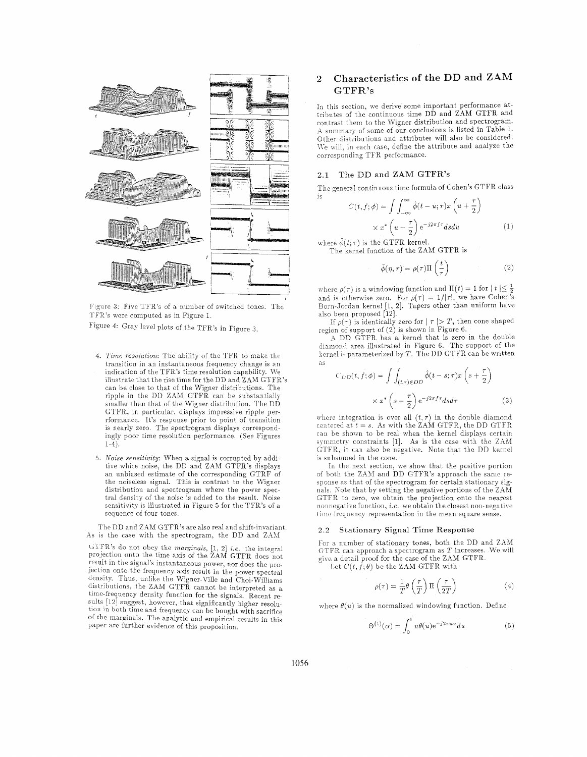Figure 3: Five TFR's of a number of switched tones. The TFR's were computed as in Figure 1.

Figure 4: Gray level plots of the TFR's in Figure 3.

4. *Time resolution*: The ability of the TFR to make the transition in an instantaneous frequency change is an indication of the TFR's time resolution capability. We illustrate that the rise time for the DD and ZAM GTFR's can be close to that of the Wigner distributions. The ripple in the DD ZAM GTFR can be substantially smaller than that of the Wigner distribution. The DD GTFR, in particular, displays impressive ripple performance. It's response prior to point of transition is nearly zero. The spectrogram displays correspondingly poor time resolution performance. (See Figures 1-4).

5. *Noise sensitivity*: When a signal is corrupted by additive white noise, the DD and ZAM GTFR's displays an unbiased estimate of the corresponding GTRF of the noiseless signal. This is contrast to the Wigner distribution and spectrogram where the power spectral density of the noise is added to the result. Noise sensitivity is illustrated in Figure 5 for the TFR's of a sequence of four tones.

The DD and ZAM GTFR's are also real and shift-invariant. As is the case with the spectrogram, the DD and ZAM GTFR's do not obey the *marginals*, [1, 2] *i.e.* the integral projection onto the time axis of the ZAM GTFR does not result in the signal's instantaneous power, nor does the projection onto the frequency axis result in the power spectral density. Thus, unlike the Wigner-Ville and Choi-Williams distributions, the ZAM GTFR cannot be interpreted as a time-frequency density function for the signals. Recent results [12] suggest, however, that significantly higher resolution in both time and frequency can be bought with sacrifice of the marginals. The analytic and empirical results in this paper are further evidence of this proposition.

## 2 Characteristics of the DD and ZAM GTFR's

In this section, we derive some important performance attributes of the continuous time DD and ZAM GTFR and contrast them to the Wigner distribution and spectrogram. A summary of some of our conclusions is listed in Table 1. Other distributions and attributes will also be considered. We will, in each case, define the attribute and analyze the corresponding TFR performance.

### 2.1 The DD and ZAM GTFR's

The general continuous time formula of Cohen's GTFR class is

$$C(t,f;\phi) = \int\int_{-\infty}^{\infty} \hat{\phi}(t-u;\tau)x\left(u+\frac{\tau}{2}\right) \times x^*\left(u-\frac{\tau}{2}\right)e^{-j2\pi f\tau}dsdu \tag{1}$$

where $\hat{\phi}(t;\tau)$ is the GTFR kernel.

The kernel function of the ZAM GTFR is

$$\hat{\phi}(\eta,\tau) = \rho(\tau)\Pi\left(\frac{t}{\tau}\right) \tag{2}$$

where $\rho(\tau)$ is a windowing function and $\Pi(t) = 1$ for $|t| \leq \frac{1}{2}$ and is otherwise zero. For $\rho(\tau) = 1/|\tau|$, we have Cohen's Born-Jordan kernel [1, 2]. Tapers other than uniform have also been proposed [12].

If $\rho(\tau)$ is identically zero for $|\tau| > T$, then cone shaped region of support of (2) is shown in Figure 6.

A DD GTFR has a kernel that is zero in the double diamond area illustrated in Figure 6. The support of the kernel is parameterized by $T$. The DD GTFR can be written as

$$C_{DD}(t,f;\phi) = \int\int_{(t,\tau)\in DD} \hat{\phi}(t-s;\tau)x\left(s+\frac{\tau}{2}\right) \times x^*\left(s-\frac{\tau}{2}\right)e^{-j2\pi f\tau}dsd\tau \tag{3}$$

where integration is over all $(t,\tau)$ in the double diamond centered at $t = s$. As with the ZAM GTFR, the DD GTFR can be shown to be real when the kernel displays certain symmetry constraints [1]. As is the case with the ZAM GTFR, it can also be negative. Note that the DD kernel is subsumed in the cone.

In the next section, we show that the positive portion of both the ZAM and DD GTFR's approach the same response as that of the spectrogram for certain stationary signals. Note that by setting the negative portions of the ZAM GTFR to zero, we obtain the projection onto the nearest nonnegative function, *i.e.* we obtain the closest non-negative time frequency representation in the mean square sense.

### 2.2 Stationary Signal Time Response

For a number of stationary tones, both the DD and ZAM GTFR can approach a spectrogram as $T$ increases. We will give a detail proof for the case of the ZAM GTFR.

Let $C(t,f;\theta)$ be the ZAM GTFR with

$$\rho(\tau) = \frac{1}{T}\theta\left(\frac{\tau}{T}\right)\Pi\left(\frac{\tau}{2T}\right) \tag{4}$$

where $\theta(u)$ is the normalized windowing function. Define

$$\Theta^{(1)}(\alpha) = \int_0^1 u\theta(u)e^{-j2\pi u\alpha}du \tag{5}$$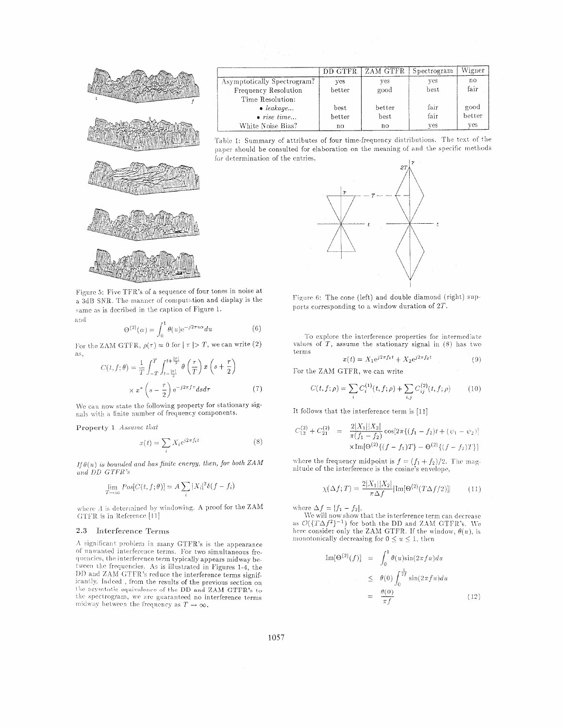Figure 5: Five TFR's of a sequence of four tones in noise at a 3dB SNR. The manner of computation and display is the same as is decribed in the caption of Figure 1.

|  | DD GTFR | ZAM GTFR | Spectrogram | Wigner |
|---|---|---|---|---|
| Asymptotically Spectrogram? | yes | yes | yes | no |
| Frequency Resolution | better | good | best | fair |
| Time Resolution: |  |  |  |  |
| • *leakage...* | best | better | fair | good |
| • *rise time...* | better | best | fair | better |
| White Noise Bias? | no | no | yes | yes |

Table 1: Summary of attributes of four time-frequency distributions. The text of the paper should be consulted for elaboration on the meaning of and the specific methods for determination of the entries.

Figure 6: The cone (left) and double diamond (right) supports corresponding to a window duration of $2T$.

and

$$\Theta^{(2)}(\alpha) = \int_0^1 \theta(u) e^{-j2\pi u\alpha} du \tag{6}$$

For the ZAM GTFR, $\rho(\tau) = 0$ for $|\tau| > T$, we can write (2) as,

$$C(t,f;\theta) = \frac{1}{T}\int_{-T}^{T}\int_{t-\frac{|\tau|}{2}}^{t+\frac{|\tau|}{2}} \theta\left(\frac{\tau}{T}\right) x\left(s+\frac{\tau}{2}\right) \times x^*\left(s-\frac{\tau}{2}\right) e^{-j2\pi f\tau} ds d\tau \tag{7}$$

We can now state the following property for stationary signals with a finite number of frequency components.

**Property 1** *Assume that*

$$x(t) = \sum_i X_i e^{j2\pi f_i t} \tag{8}$$

*If $\theta(u)$ is bounded and has finite energy, then, for both ZAM and DD GTFR's*

$$\lim_{T\to\infty} Pos[C(t,f;\theta)] = A\sum_i |X_i|^2 \delta(f-f_i)$$

where $A$ is determined by windowing. A proof for the ZAM GTFR is in Reference [11]

### 2.3 Interference Terms

A significant problem in many GTFR's is the appearance of unwanted interference terms. For two simultaneous frequencies, the interference term typically appears midway between the frequencies. As is illustrated in Figures 1-4, the DD and ZAM GTFR's reduce the interference terms significantly. Indeed , from the results of the previous section on the asymtotic equivalence of the DD and ZAM GTFR's to the spectrogram, we are guaranteed no interference terms midway between the frequency as $T\to\infty$.

To explore the interference properties for intermediate values of $T$, assume the stationary signal in (8) has two terms

$$x(t) = X_1 e^{j2\pi f_1 t} + X_2 e^{j2\pi f_2 t} \tag{9}$$

For the ZAM GTFR, we can write

$$C(t,f;\rho) = \sum_i C_i^{(1)}(t,f;\rho) + \sum_{i,j} C_{ij}^{(2)}(t,f;\rho) \tag{10}$$

It follows that the interference term is [11]

$$\begin{aligned} C_{12}^{(2)} + C_{21}^{(2)} &= \frac{2|X_1||X_2|}{\pi(f_1-f_2)}\cos[2\pi\{(f_1-f_2)t + (\psi_1-\psi_2)\}] \\ &\times \mathrm{Im}[\Theta^{(2)}\{(f-f_1)T\} - \Theta^{(2)}\{(f-f_2)T\}] \end{aligned}$$

where the frequency midpoint is $f = (f_1+f_2)/2$. The magnitude of the interference is the cosine's envelope,

$$\chi(\Delta f;T) = \frac{2|X_1||X_2|}{\pi\Delta f}|\mathrm{Im}[\Theta^{(2)}(T\Delta f/2)]| \tag{11}$$

where $\Delta f = |f_1 - f_2|$.

We will now show that the interference term can decrease as $O(\{T\Delta f^2\}^{-1})$ for both the DD and ZAM GTFR's. We here consider only the ZAM GTFR. If the window, $\theta(u)$, is monotonically decreasing for $0 \le u \le 1$, then

$$\begin{aligned} \mathrm{Im}[\Theta^{(2)}(f)] &= \int_0^1 \theta(u)\sin(2\pi f u)du \\ &\le \theta(0)\int_0^{\frac{1}{2f}} \sin(2\pi f u)du \\ &= \frac{\theta(0)}{\pi f} \end{aligned} \tag{12}$$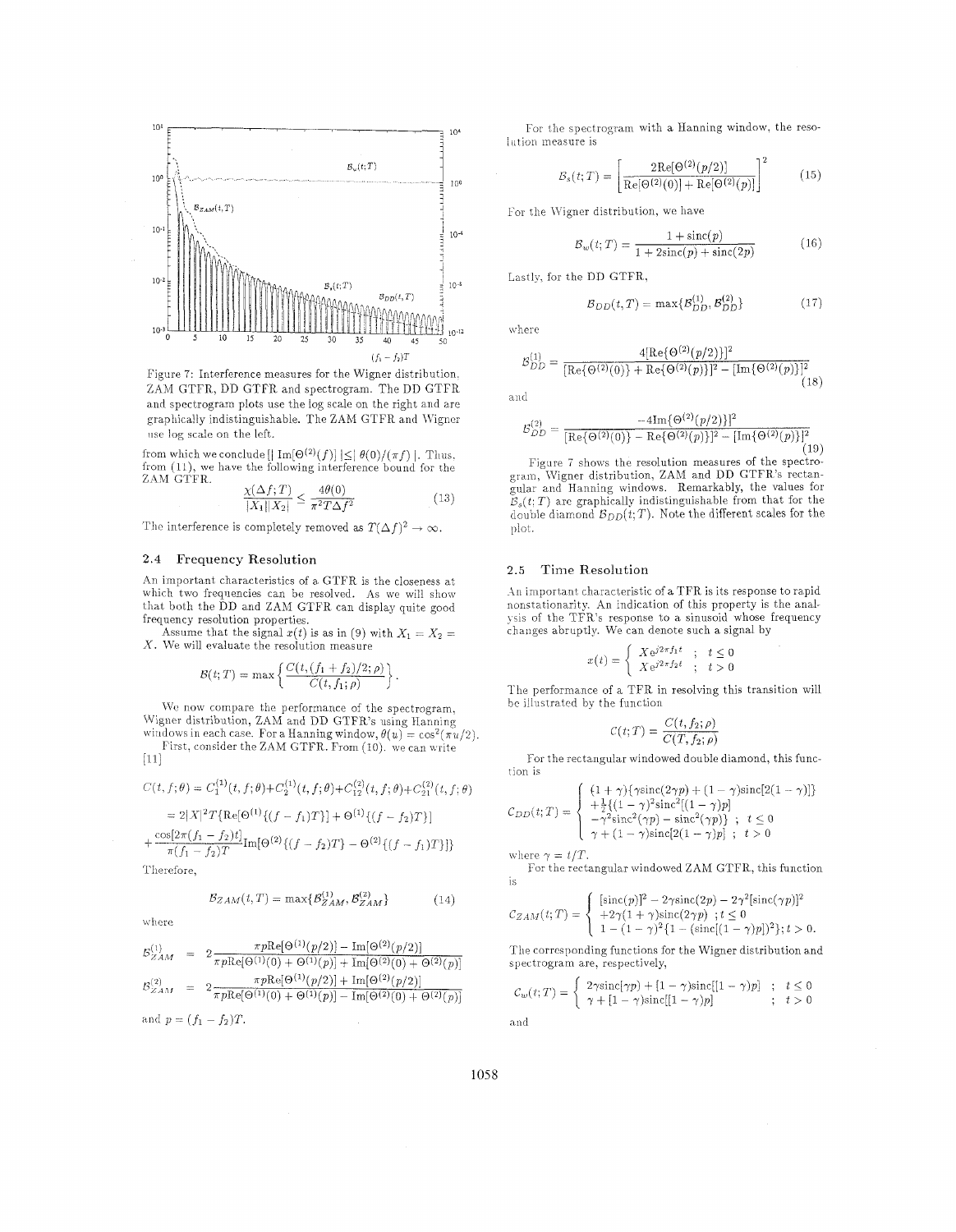Figure 7: Interference measures for the Wigner distribution, ZAM GTFR, DD GTFR and spectrogram. The DD GTFR and spectrogram plots use the log scale on the right and are graphically indistinguishable. The ZAM GTFR and Wigner use log scale on the left.

from which we conclude $[|\operatorname{Im}[\Theta^{(2)}(f)]| \leq |\theta(0)/(\pi f)|$. Thus, from (11), we have the following interference bound for the ZAM GTFR.

$$\frac{\chi(\Delta f; T)}{|X_1||X_2|} \leq \frac{4\theta(0)}{\pi^2 T \Delta f^2} \tag{13}$$

The interference is completely removed as $T(\Delta f)^2 \to \infty$.

### 2.4 Frequency Resolution

An important characteristics of a GTFR is the closeness at which two frequencies can be resolved. As we will show that both the DD and ZAM GTFR can display quite good frequency resolution properties.

Assume that the signal $x(t)$ is as in (9) with $X_1 = X_2 = X$. We will evaluate the resolution measure

$$\mathcal{B}(t;T) = \max\left\{\frac{C(t,(f_1+f_2)/2;\rho)}{C(t,f_1;\rho)}\right\}.$$

We now compare the performance of the spectrogram, Wigner distribution, ZAM and DD GTFR's using Hanning windows in each case. For a Hanning window, $\theta(u) = \cos^2(\pi u/2)$.

First, consider the ZAM GTFR. From (10), we can write [11]

$$C(t,f;\theta) = C_1^{(1)}(t,f;\theta) + C_2^{(1)}(t,f;\theta) + C_{12}^{(2)}(t,f;\theta) + C_{21}^{(2)}(t,f;\theta)$$

$$= 2|X|^2 T\{\operatorname{Re}[\Theta^{(1)}\{(f-f_1)T\}] + \Theta^{(1)}\{(f-f_2)T\}]$$

$$+ \frac{\cos[2\pi(f_1-f_2)t]}{\pi(f_1-f_2)T}\operatorname{Im}[\Theta^{(2)}\{(f-f_2)T\} - \Theta^{(2)}\{(f-f_1)T\}]\}$$

Therefore,

$$\mathcal{B}_{ZAM}(t,T) = \max\{\mathcal{B}_{ZAM}^{(1)}, \mathcal{B}_{ZAM}^{(2)}\} \tag{14}$$

where

$$\mathcal{B}_{ZAM}^{(1)} = 2\frac{\pi p \operatorname{Re}[\Theta^{(1)}(p/2)] - \operatorname{Im}[\Theta^{(2)}(p/2)]}{\pi p \operatorname{Re}[\Theta^{(1)}(0) + \Theta^{(1)}(p)] + \operatorname{Im}[\Theta^{(2)}(0) + \Theta^{(2)}(p)]}$$

$$\mathcal{B}_{ZAM}^{(2)} = 2\frac{\pi p \operatorname{Re}[\Theta^{(1)}(p/2)] + \operatorname{Im}[\Theta^{(2)}(p/2)]}{\pi p \operatorname{Re}[\Theta^{(1)}(0) + \Theta^{(1)}(p)] - \operatorname{Im}[\Theta^{(2)}(0) + \Theta^{(2)}(p)]}$$

and $p = (f_1 - f_2)T$.

For the spectrogram with a Hanning window, the resolution measure is

$$\mathcal{B}_s(t;T) = \left[\frac{2\operatorname{Re}[\Theta^{(2)}(p/2)]}{\operatorname{Re}[\Theta^{(2)}(0)] + \operatorname{Re}[\Theta^{(2)}(p)]}\right]^2 \tag{15}$$

For the Wigner distribution, we have

$$\mathcal{B}_w(t;T) = \frac{1+\operatorname{sinc}(p)}{1+2\operatorname{sinc}(p)+\operatorname{sinc}(2p)} \tag{16}$$

Lastly, for the DD GTFR,

$$\mathcal{B}_{DD}(t,T) = \max\{\mathcal{B}_{DD}^{(1)}, \mathcal{B}_{DD}^{(2)}\} \tag{17}$$

where

$$\mathcal{B}_{DD}^{(1)} = \frac{4[\operatorname{Re}\{\Theta^{(2)}(p/2)\}]^2}{[\operatorname{Re}\{\Theta^{(2)}(0)\} + \operatorname{Re}\{\Theta^{(2)}(p)\}]^2 - [\operatorname{Im}\{\Theta^{(2)}(p)\}]^2} \tag{18}$$

and

$$\mathcal{B}_{DD}^{(2)} = \frac{-4\operatorname{Im}\{\Theta^{(2)}(p/2)\}]^2}{[\operatorname{Re}\{\Theta^{(2)}(0)\} - \operatorname{Re}\{\Theta^{(2)}(p)\}]^2 - [\operatorname{Im}\{\Theta^{(2)}(p)\}]^2} \tag{19}$$

Figure 7 shows the resolution measures of the spectrogram, Wigner distribution, ZAM and DD GTFR's rectangular and Hanning windows. Remarkably, the values for $\mathcal{B}_s(t;T)$ are graphically indistinguishable from that for the double diamond $\mathcal{B}_{DD}(t;T)$. Note the different scales for the plot.

### 2.5 Time Resolution

An important characteristic of a TFR is its response to rapid nonstationarity. An indication of this property is the analysis of the TFR's response to a sinusoid whose frequency changes abruptly. We can denote such a signal by

$$x(t) = \begin{cases} Xe^{j2\pi f_1 t} & ; \ t \leq 0 \\ Xe^{j2\pi f_2 t} & ; \ t > 0 \end{cases}$$

The performance of a TFR in resolving this transition will be illustrated by the function

$$\mathcal{C}(t;T) = \frac{C(t,f_2;\rho)}{C(T,f_2;\rho)}$$

For the rectangular windowed double diamond, this function is

$$\mathcal{C}_{DD}(t;T) = \begin{cases} (1+\gamma)\{\gamma\operatorname{sinc}(2\gamma p) + (1-\gamma)\operatorname{sinc}[2(1-\gamma)]\} \\ +\frac{1}{2}\{(1-\gamma)^2\operatorname{sinc}^2[(1-\gamma)p] \\ -\gamma^2\operatorname{sinc}^2(\gamma p) - \operatorname{sinc}^2(\gamma p)\} \ ; \ t \leq 0 \\ \gamma + (1-\gamma)\operatorname{sinc}[2(1-\gamma)p] \ ; \ t > 0 \end{cases}$$

where $\gamma = t/T$.

For the rectangular windowed ZAM GTFR, this function is

$$\mathcal{C}_{ZAM}(t;T) = \begin{cases} [\operatorname{sinc}(p)]^2 - 2\gamma\operatorname{sinc}(2p) - 2\gamma^2[\operatorname{sinc}(\gamma p)]^2 \\ +2\gamma(1+\gamma)\operatorname{sinc}(2\gamma p) \ ; t \leq 0 \\ 1-(1-\gamma)^2\{1-(\operatorname{sinc}[(1-\gamma)p])^2\}; t > 0. \end{cases}$$

The corresponding functions for the Wigner distribution and spectrogram are, respectively,

$$\mathcal{C}_w(t;T) = \begin{cases} 2\gamma\operatorname{sinc}[\gamma p] + [1-\gamma)\operatorname{sinc}[[1-\gamma)p] & ; \ t \leq 0 \\ \gamma + [1-\gamma)\operatorname{sinc}[[1-\gamma)p] & ; \ t > 0 \end{cases}$$

and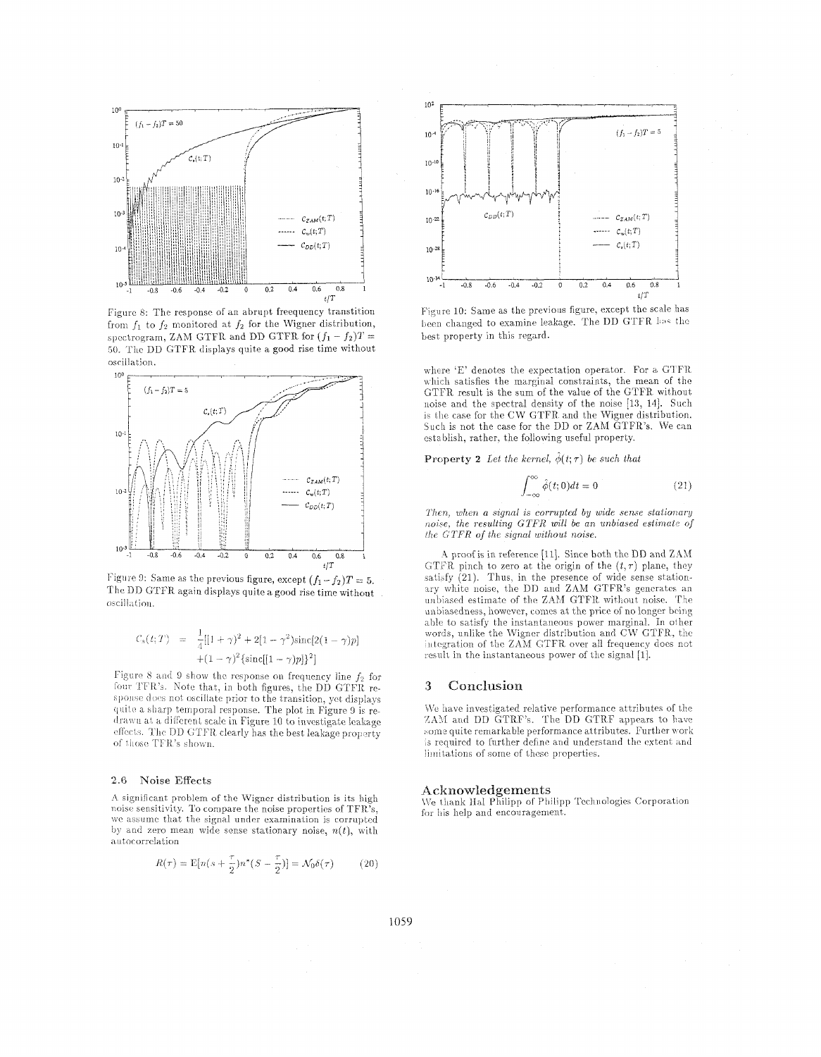Figure 8: The response of an abrupt freequency transtition from $f_1$ to $f_2$ monitored at $f_2$ for the Wigner distribution, spectrogram, ZAM GTFR and DD GTFR for $(f_1 - f_2)T = 50$. The DD GTFR displays quite a good rise time without oscillation.

Figure 9: Same as the previous figure, except $(f_1 - f_2)T = 5$. The DD GTFR again displays quite a good rise time without oscillation.

$$C_s(t;T) = \frac{1}{4}[[1+\gamma)^2 + 2[1-\gamma^2)\text{sinc}[2(1-\gamma)p] + (1-\gamma)^2\{\text{sinc}[[1-\gamma)p]\}^2]$$

Figure 8 and 9 show the response on frequency line $f_2$ for four TFR's. Note that, in both figures, the DD GTFR response does not oscillate prior to the transition, yet displays quite a sharp temporal response. The plot in Figure 9 is redrawn at a different scale in Figure 10 to investigate leakage effects. The DD GTFR clearly has the best leakage property of those TFR's shown.

### 2.6 Noise Effects

A significant problem of the Wigner distribution is its high noise sensitivity. To compare the noise properties of TFR's, we assume that the signal under examination is corrupted by and zero mean wide sense stationary noise, $n(t)$, with autocorrelation

$$R(\tau) = \text{E}[n(s+\frac{\tau}{2})n^*(S-\frac{\tau}{2})] = \mathcal{N}_0\delta(\tau) \tag{20}$$

Figure 10: Same as the previous figure, except the scale has been changed to examine leakage. The DD GTFR has the best property in this regard.

where 'E' denotes the expectation operator. For a GTFR which satisfies the marginal constraints, the mean of the GTFR result is the sum of the value of the GTFR without noise and the spectral density of the noise [13, 14]. Such is the case for the CW GTFR and the Wigner distribution. Such is not the case for the DD or ZAM GTFR's. We can establish, rather, the following useful property.

**Property 2** *Let the kernel, $\hat{\phi}(t;\tau)$ be such that*

$$\int_{-\infty}^{\infty} \hat{\phi}(t;0)dt = 0 \tag{21}$$

*Then, when a signal is corrupted by wide sense stationary noise, the resulting GTFR will be an unbiased estimate of the GTFR of the signal without noise.*

A proof is in reference [11]. Since both the DD and ZAM GTFR pinch to zero at the origin of the $(t, \tau)$ plane, they satisfy (21). Thus, in the presence of wide sense stationary white noise, the DD and ZAM GTFR's generates an unbiased estimate of the ZAM GTFR without noise. The unbiasedness, however, comes at the price of no longer being able to satisfy the instantaneous power marginal. In other words, unlike the Wigner distribution and CW GTFR, the integration of the ZAM GTFR over all frequency does not result in the instantaneous power of the signal [1].

## 3 Conclusion

We have investigated relative performance attributes of the ZAM and DD GTRF's. The DD GTRF appears to have some quite remarkable performance attributes. Further work is required to further define and understand the extent and limitations of some of these properties.

## Acknowledgements

We thank Hal Philipp of Philipp Technologies Corporation for his help and encouragement.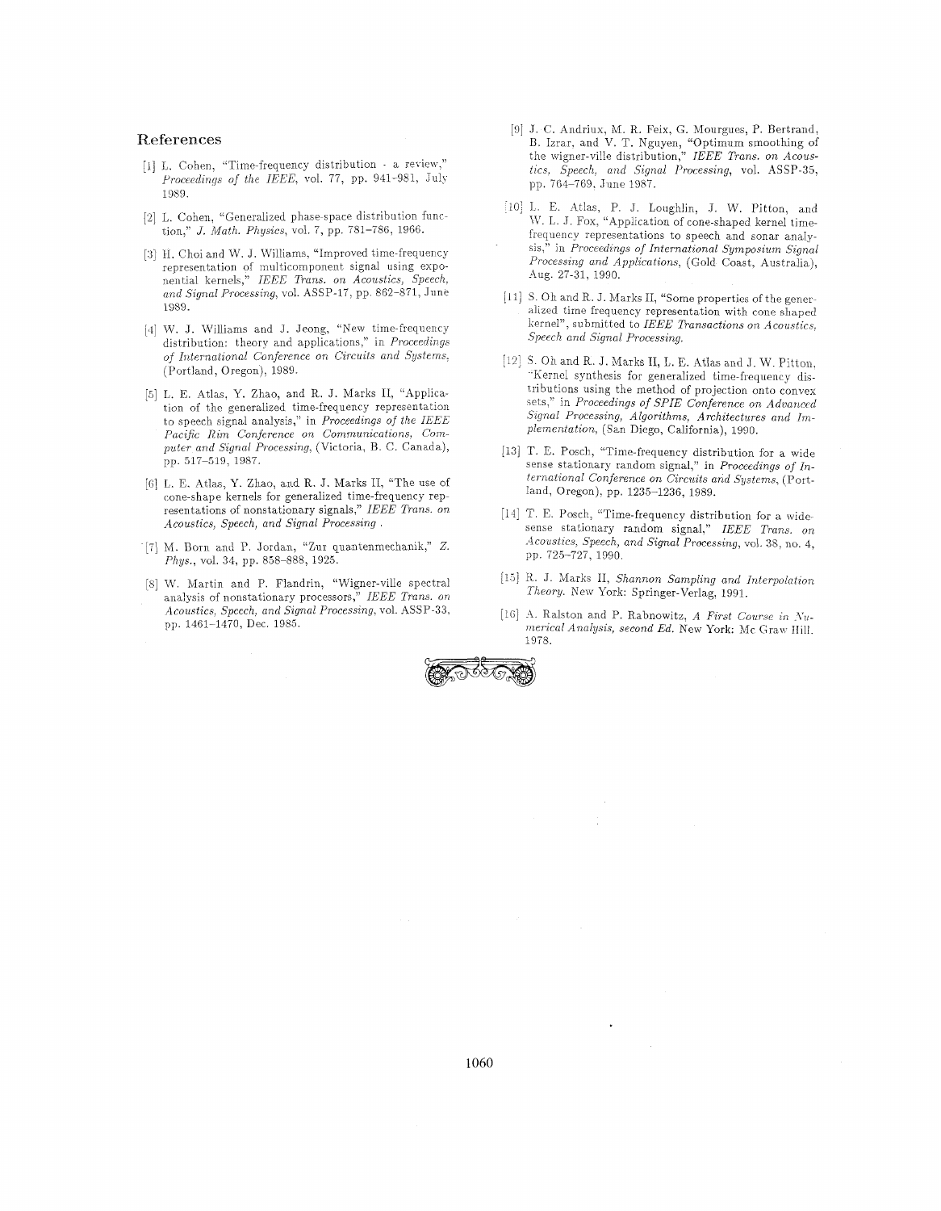## References

[1] L. Cohen, "Time-frequency distribution - a review," *Proceedings of the IEEE*, vol. 77, pp. 941-981, July 1989.

[2] L. Cohen, "Generalized phase-space distribution function," *J. Math. Physics*, vol. 7, pp. 781-786, 1966.

[3] H. Choi and W. J. Williams, "Improved time-frequency representation of multicomponent signal using exponential kernels," *IEEE Trans. on Acoustics, Speech, and Signal Processing*, vol. ASSP-17, pp. 862-871, June 1989.

[4] W. J. Williams and J. Jeong, "New time-frequency distribution: theory and applications," in *Proceedings of International Conference on Circuits and Systems*, (Portland, Oregon), 1989.

[5] L. E. Atlas, Y. Zhao, and R. J. Marks II, "Application of the generalized time-frequency representation to speech signal analysis," in *Proceedings of the IEEE Pacific Rim Conference on Communications, Computer and Signal Processing*, (Victoria, B. C. Canada), pp. 517-519, 1987.

[6] L. E. Atlas, Y. Zhao, and R. J. Marks II, "The use of cone-shape kernels for generalized time-frequency representations of nonstationary signals," *IEEE Trans. on Acoustics, Speech, and Signal Processing*.

[7] M. Born and P. Jordan, "Zur quantenmechanik," *Z. Phys.*, vol. 34, pp. 858-888, 1925.

[8] W. Martin and P. Flandrin, "Wigner-ville spectral analysis of nonstationary processors," *IEEE Trans. on Acoustics, Speech, and Signal Processing*, vol. ASSP-33, pp. 1461-1470, Dec. 1985.

[9] J. C. Andriux, M. R. Feix, G. Mourgues, P. Bertrand, B. Izrar, and V. T. Nguyen, "Optimum smoothing of the wigner-ville distribution," *IEEE Trans. on Acoustics, Speech, and Signal Processing*, vol. ASSP-35, pp. 764-769, June 1987.

[10] L. E. Atlas, P. J. Loughlin, J. W. Pitton, and W. L. J. Fox, "Application of cone-shaped kernel time-frequency representations to speech and sonar analysis," in *Proceedings of International Symposium Signal Processing and Applications*, (Gold Coast, Australia), Aug. 27-31, 1990.

[11] S. Oh and R. J. Marks II, "Some properties of the generalized time frequency representation with cone shaped kernel", submitted to *IEEE Transactions on Acoustics, Speech and Signal Processing.*

[12] S. Oh and R. J. Marks II, L. E. Atlas and J. W. Pitton, "Kernel synthesis for generalized time-frequency distributions using the method of projection onto convex sets," in *Proceedings of SPIE Conference on Advanced Signal Processing, Algorithms, Architectures and Implementation*, (San Diego, California), 1990.

[13] T. E. Posch, "Time-frequency distribution for a wide sense stationary random signal," in *Proceedings of International Conference on Circuits and Systems*, (Portland, Oregon), pp. 1235-1236, 1989.

[14] T. E. Posch, "Time-frequency distribution for a wide-sense stationary random signal," *IEEE Trans. on Acoustics, Speech, and Signal Processing*, vol. 38, no. 4, pp. 725-727, 1990.

[15] R. J. Marks II, *Shannon Sampling and Interpolation Theory*. New York: Springer-Verlag, 1991.

[16] A. Ralston and P. Rabnowitz, *A First Course in Numerical Analysis, second Ed.* New York: Mc Graw Hill. 1978.